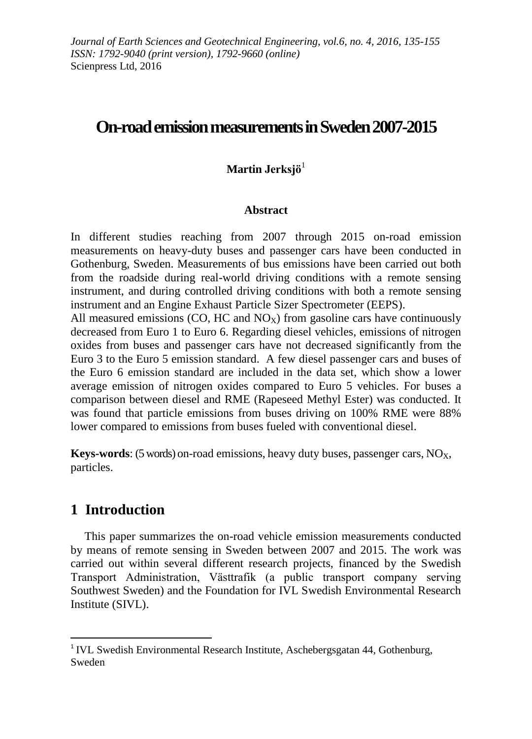# On-road emission measurements in Sweden 2007-2015

**Martin Jerksjö**[1]

### Abstract

In different studies reaching from 2007 through 2015 on-road emission measurements on heavy-duty buses and passenger cars have been conducted in Gothenburg, Sweden. Measurements of bus emissions have been carried out both from the roadside during real-world driving conditions with a remote sensing instrument, and during controlled driving conditions with both a remote sensing instrument and an Engine Exhaust Particle Sizer Spectrometer (EEPS).

All measured emissions (CO, HC and $NO_X$) from gasoline cars have continuously decreased from Euro 1 to Euro 6. Regarding diesel vehicles, emissions of nitrogen oxides from buses and passenger cars have not decreased significantly from the Euro 3 to the Euro 5 emission standard. A few diesel passenger cars and buses of the Euro 6 emission standard are included in the data set, which show a lower average emission of nitrogen oxides compared to Euro 5 vehicles. For buses a comparison between diesel and RME (Rapeseed Methyl Ester) was conducted. It was found that particle emissions from buses driving on 100% RME were 88% lower compared to emissions from buses fueled with conventional diesel.

**Keys-words**: (5 words) on-road emissions, heavy duty buses, passenger cars, $NO_X$, particles.

## 1 Introduction

This paper summarizes the on-road vehicle emission measurements conducted by means of remote sensing in Sweden between 2007 and 2015. The work was carried out within several different research projects, financed by the Swedish Transport Administration, Västtrafik (a public transport company serving Southwest Sweden) and the Foundation for IVL Swedish Environmental Research Institute (SIVL).

[1] IVL Swedish Environmental Research Institute, Aschebergsgatan 44, Gothenburg, Sweden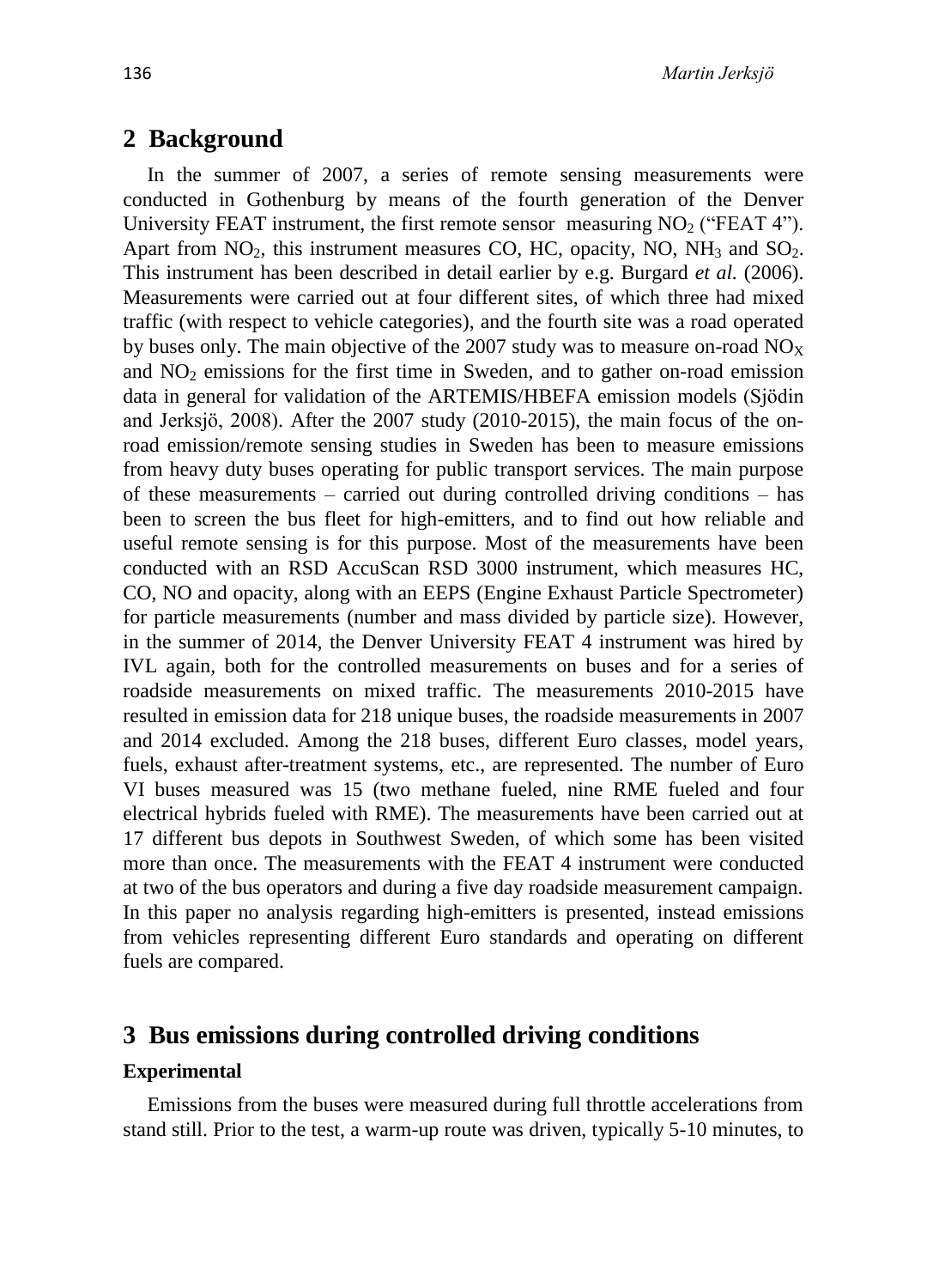## 2 Background

In the summer of 2007, a series of remote sensing measurements were conducted in Gothenburg by means of the fourth generation of the Denver University FEAT instrument, the first remote sensor measuring $NO_2$ ("FEAT 4"). Apart from $NO_2$, this instrument measures CO, HC, opacity, NO, $NH_3$ and $SO_2$. This instrument has been described in detail earlier by e.g. Burgard *et al.* (2006). Measurements were carried out at four different sites, of which three had mixed traffic (with respect to vehicle categories), and the fourth site was a road operated by buses only. The main objective of the 2007 study was to measure on-road $NO_X$ and $NO_2$ emissions for the first time in Sweden, and to gather on-road emission data in general for validation of the ARTEMIS/HBEFA emission models (Sjödin and Jerksjö, 2008). After the 2007 study (2010-2015), the main focus of the on-road emission/remote sensing studies in Sweden has been to measure emissions from heavy duty buses operating for public transport services. The main purpose of these measurements – carried out during controlled driving conditions – has been to screen the bus fleet for high-emitters, and to find out how reliable and useful remote sensing is for this purpose. Most of the measurements have been conducted with an RSD AccuScan RSD 3000 instrument, which measures HC, CO, NO and opacity, along with an EEPS (Engine Exhaust Particle Spectrometer) for particle measurements (number and mass divided by particle size). However, in the summer of 2014, the Denver University FEAT 4 instrument was hired by IVL again, both for the controlled measurements on buses and for a series of roadside measurements on mixed traffic. The measurements 2010-2015 have resulted in emission data for 218 unique buses, the roadside measurements in 2007 and 2014 excluded. Among the 218 buses, different Euro classes, model years, fuels, exhaust after-treatment systems, etc., are represented. The number of Euro VI buses measured was 15 (two methane fueled, nine RME fueled and four electrical hybrids fueled with RME). The measurements have been carried out at 17 different bus depots in Southwest Sweden, of which some has been visited more than once. The measurements with the FEAT 4 instrument were conducted at two of the bus operators and during a five day roadside measurement campaign. In this paper no analysis regarding high-emitters is presented, instead emissions from vehicles representing different Euro standards and operating on different fuels are compared.

## 3 Bus emissions during controlled driving conditions

**Experimental**

Emissions from the buses were measured during full throttle accelerations from stand still. Prior to the test, a warm-up route was driven, typically 5-10 minutes, to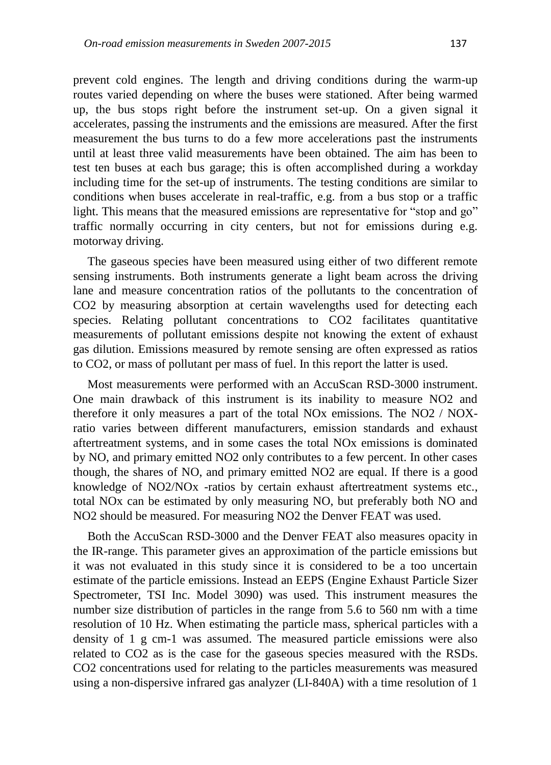prevent cold engines. The length and driving conditions during the warm-up routes varied depending on where the buses were stationed. After being warmed up, the bus stops right before the instrument set-up. On a given signal it accelerates, passing the instruments and the emissions are measured. After the first measurement the bus turns to do a few more accelerations past the instruments until at least three valid measurements have been obtained. The aim has been to test ten buses at each bus garage; this is often accomplished during a workday including time for the set-up of instruments. The testing conditions are similar to conditions when buses accelerate in real-traffic, e.g. from a bus stop or a traffic light. This means that the measured emissions are representative for "stop and go" traffic normally occurring in city centers, but not for emissions during e.g. motorway driving.

The gaseous species have been measured using either of two different remote sensing instruments. Both instruments generate a light beam across the driving lane and measure concentration ratios of the pollutants to the concentration of CO2 by measuring absorption at certain wavelengths used for detecting each species. Relating pollutant concentrations to CO2 facilitates quantitative measurements of pollutant emissions despite not knowing the extent of exhaust gas dilution. Emissions measured by remote sensing are often expressed as ratios to CO2, or mass of pollutant per mass of fuel. In this report the latter is used.

Most measurements were performed with an AccuScan RSD-3000 instrument. One main drawback of this instrument is its inability to measure NO2 and therefore it only measures a part of the total NOx emissions. The NO2 / NOX-ratio varies between different manufacturers, emission standards and exhaust aftertreatment systems, and in some cases the total NOx emissions is dominated by NO, and primary emitted NO2 only contributes to a few percent. In other cases though, the shares of NO, and primary emitted NO2 are equal. If there is a good knowledge of NO2/NOx -ratios by certain exhaust aftertreatment systems etc., total NOx can be estimated by only measuring NO, but preferably both NO and NO2 should be measured. For measuring NO2 the Denver FEAT was used.

Both the AccuScan RSD-3000 and the Denver FEAT also measures opacity in the IR-range. This parameter gives an approximation of the particle emissions but it was not evaluated in this study since it is considered to be a too uncertain estimate of the particle emissions. Instead an EEPS (Engine Exhaust Particle Sizer Spectrometer, TSI Inc. Model 3090) was used. This instrument measures the number size distribution of particles in the range from 5.6 to 560 nm with a time resolution of 10 Hz. When estimating the particle mass, spherical particles with a density of 1 g cm-1 was assumed. The measured particle emissions were also related to CO2 as is the case for the gaseous species measured with the RSDs. CO2 concentrations used for relating to the particles measurements was measured using a non-dispersive infrared gas analyzer (LI-840A) with a time resolution of 1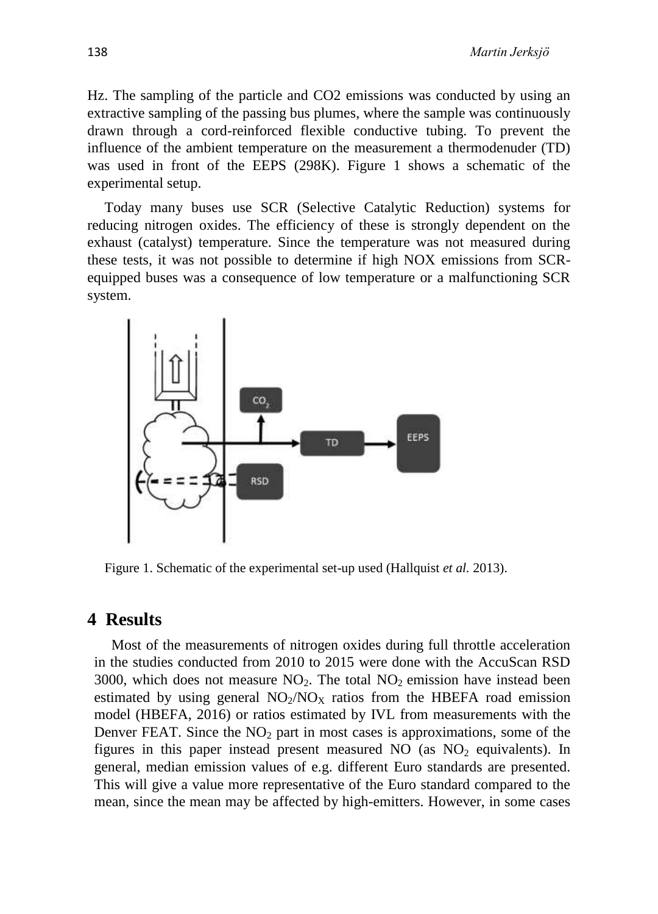Hz. The sampling of the particle and CO2 emissions was conducted by using an extractive sampling of the passing bus plumes, where the sample was continuously drawn through a cord-reinforced flexible conductive tubing. To prevent the influence of the ambient temperature on the measurement a thermodenuder (TD) was used in front of the EEPS (298K). Figure 1 shows a schematic of the experimental setup.

Today many buses use SCR (Selective Catalytic Reduction) systems for reducing nitrogen oxides. The efficiency of these is strongly dependent on the exhaust (catalyst) temperature. Since the temperature was not measured during these tests, it was not possible to determine if high NOX emissions from SCR-equipped buses was a consequence of low temperature or a malfunctioning SCR system.

Figure 1. Schematic of the experimental set-up used (Hallquist *et al.* 2013).

## 4 Results

Most of the measurements of nitrogen oxides during full throttle acceleration in the studies conducted from 2010 to 2015 were done with the AccuScan RSD 3000, which does not measure $NO_2$. The total $NO_2$ emission have instead been estimated by using general $NO_2/NO_X$ ratios from the HBEFA road emission model (HBEFA, 2016) or ratios estimated by IVL from measurements with the Denver FEAT. Since the $NO_2$ part in most cases is approximations, some of the figures in this paper instead present measured NO (as $NO_2$ equivalents). In general, median emission values of e.g. different Euro standards are presented. This will give a value more representative of the Euro standard compared to the mean, since the mean may be affected by high-emitters. However, in some cases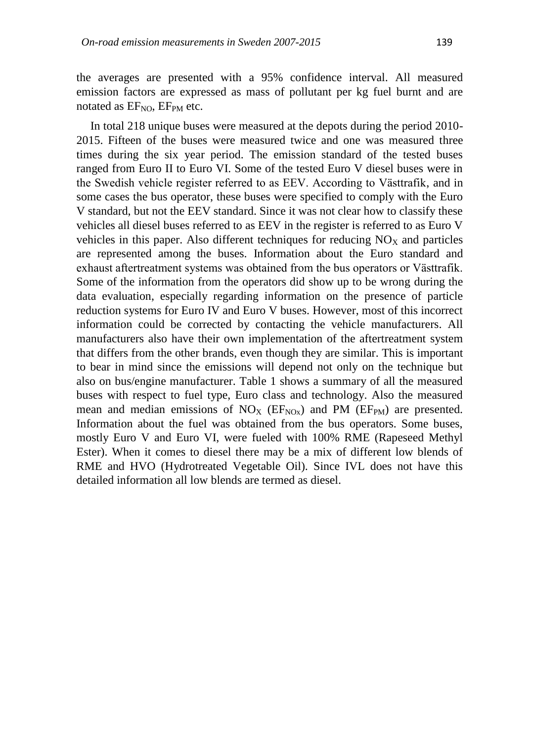the averages are presented with a 95% confidence interval. All measured emission factors are expressed as mass of pollutant per kg fuel burnt and are notated as $EF_{NO}$, $EF_{PM}$ etc.

In total 218 unique buses were measured at the depots during the period 2010-2015. Fifteen of the buses were measured twice and one was measured three times during the six year period. The emission standard of the tested buses ranged from Euro II to Euro VI. Some of the tested Euro V diesel buses were in the Swedish vehicle register referred to as EEV. According to Västtrafik, and in some cases the bus operator, these buses were specified to comply with the Euro V standard, but not the EEV standard. Since it was not clear how to classify these vehicles all diesel buses referred to as EEV in the register is referred to as Euro V vehicles in this paper. Also different techniques for reducing $NO_X$ and particles are represented among the buses. Information about the Euro standard and exhaust aftertreatment systems was obtained from the bus operators or Västtrafik. Some of the information from the operators did show up to be wrong during the data evaluation, especially regarding information on the presence of particle reduction systems for Euro IV and Euro V buses. However, most of this incorrect information could be corrected by contacting the vehicle manufacturers. All manufacturers also have their own implementation of the aftertreatment system that differs from the other brands, even though they are similar. This is important to bear in mind since the emissions will depend not only on the technique but also on bus/engine manufacturer. Table 1 shows a summary of all the measured buses with respect to fuel type, Euro class and technology. Also the measured mean and median emissions of $NO_X$ ($EF_{NOx}$) and PM ($EF_{PM}$) are presented. Information about the fuel was obtained from the bus operators. Some buses, mostly Euro V and Euro VI, were fueled with 100% RME (Rapeseed Methyl Ester). When it comes to diesel there may be a mix of different low blends of RME and HVO (Hydrotreated Vegetable Oil). Since IVL does not have this detailed information all low blends are termed as diesel.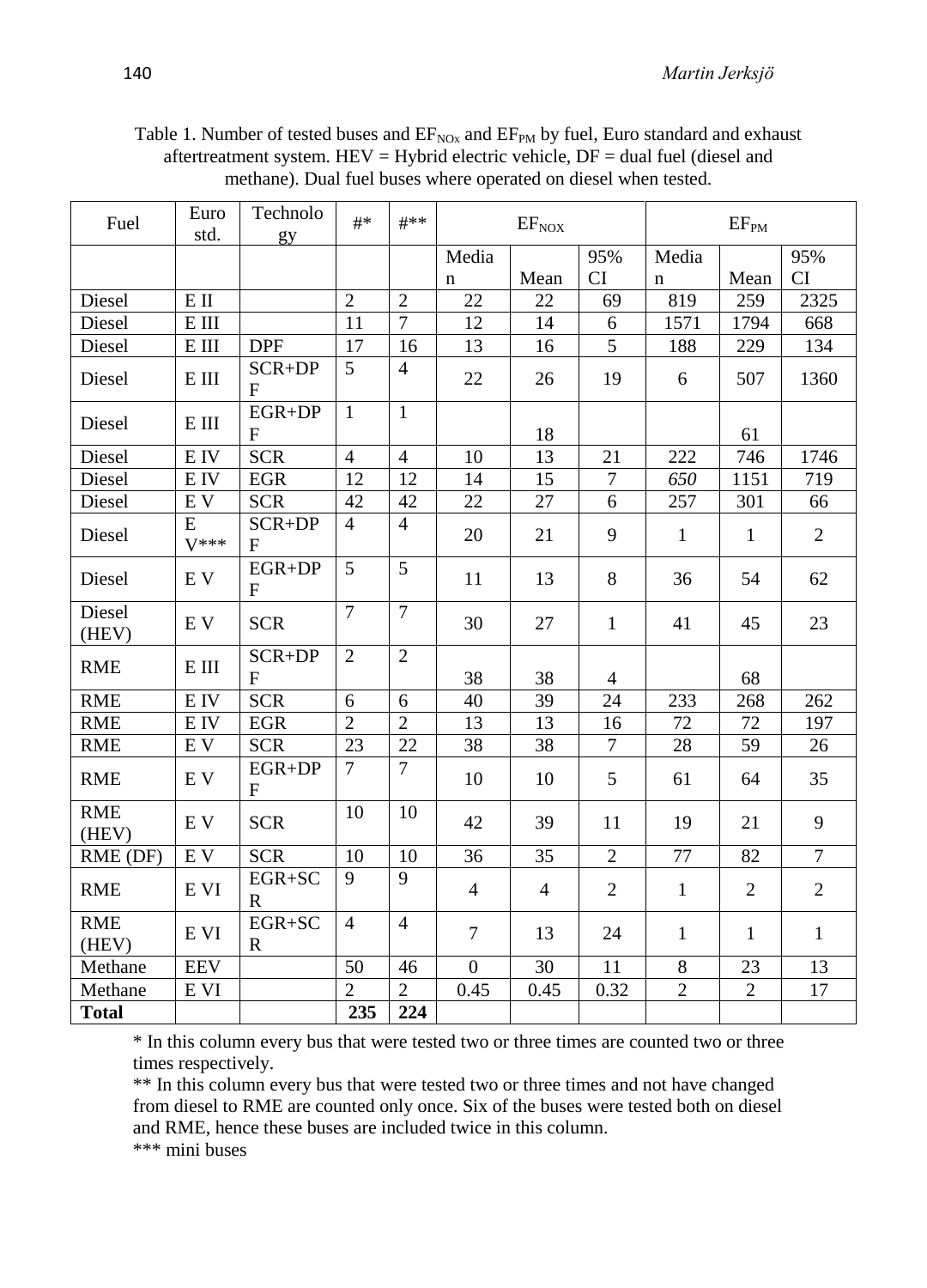Table 1. Number of tested buses and $EF_{NOx}$ and $EF_{PM}$ by fuel, Euro standard and exhaust aftertreatment system. HEV = Hybrid electric vehicle, DF = dual fuel (diesel and methane). Dual fuel buses where operated on diesel when tested.

| Fuel | Euro std. | Technology | #* | #** | $EF_{NOX}$ | | | $EF_{PM}$ | | |
|---|---|---|---|---|---|---|---|---|---|---|
| | | | | | Median | Mean | 95% CI | Median | Mean | 95% CI |
| Diesel | E II | | 2 | 2 | 22 | 22 | 69 | 819 | 259 | 2325 |
| Diesel | E III | | 11 | 7 | 12 | 14 | 6 | 1571 | 1794 | 668 |
| Diesel | E III | DPF | 17 | 16 | 13 | 16 | 5 | 188 | 229 | 134 |
| Diesel | E III | SCR+DPF | 5 | 4 | 22 | 26 | 19 | 6 | 507 | 1360 |
| Diesel | E III | EGR+DPF | 1 | 1 | | 18 | | | 61 | |
| Diesel | E IV | SCR | 4 | 4 | 10 | 13 | 21 | 222 | 746 | 1746 |
| Diesel | E IV | EGR | 12 | 12 | 14 | 15 | 7 | *650* | 1151 | 719 |
| Diesel | E V | SCR | 42 | 42 | 22 | 27 | 6 | 257 | 301 | 66 |
| Diesel | E V*** | SCR+DPF | 4 | 4 | 20 | 21 | 9 | 1 | 1 | 2 |
| Diesel | E V | EGR+DPF | 5 | 5 | 11 | 13 | 8 | 36 | 54 | 62 |
| Diesel (HEV) | E V | SCR | 7 | 7 | 30 | 27 | 1 | 41 | 45 | 23 |
| RME | E III | SCR+DPF | 2 | 2 | 38 | 38 | 4 | | 68 | |
| RME | E IV | SCR | 6 | 6 | 40 | 39 | 24 | 233 | 268 | 262 |
| RME | E IV | EGR | 2 | 2 | 13 | 13 | 16 | 72 | 72 | 197 |
| RME | E V | SCR | 23 | 22 | 38 | 38 | 7 | 28 | 59 | 26 |
| RME | E V | EGR+DPF | 7 | 7 | 10 | 10 | 5 | 61 | 64 | 35 |
| RME (HEV) | E V | SCR | 10 | 10 | 42 | 39 | 11 | 19 | 21 | 9 |
| RME (DF) | E V | SCR | 10 | 10 | 36 | 35 | 2 | 77 | 82 | 7 |
| RME | E VI | EGR+SCR | 9 | 9 | 4 | 4 | 2 | 1 | 2 | 2 |
| RME (HEV) | E VI | EGR+SCR | 4 | 4 | 7 | 13 | 24 | 1 | 1 | 1 |
| Methane | EEV | | 50 | 46 | 0 | 30 | 11 | 8 | 23 | 13 |
| Methane | E VI | | 2 | 2 | 0.45 | 0.45 | 0.32 | 2 | 2 | 17 |
| **Total** | | | **235** | **224** | | | | | | |

\* In this column every bus that were tested two or three times are counted two or three times respectively.

\** In this column every bus that were tested two or three times and not have changed from diesel to RME are counted only once. Six of the buses were tested both on diesel and RME, hence these buses are included twice in this column.

\*** mini buses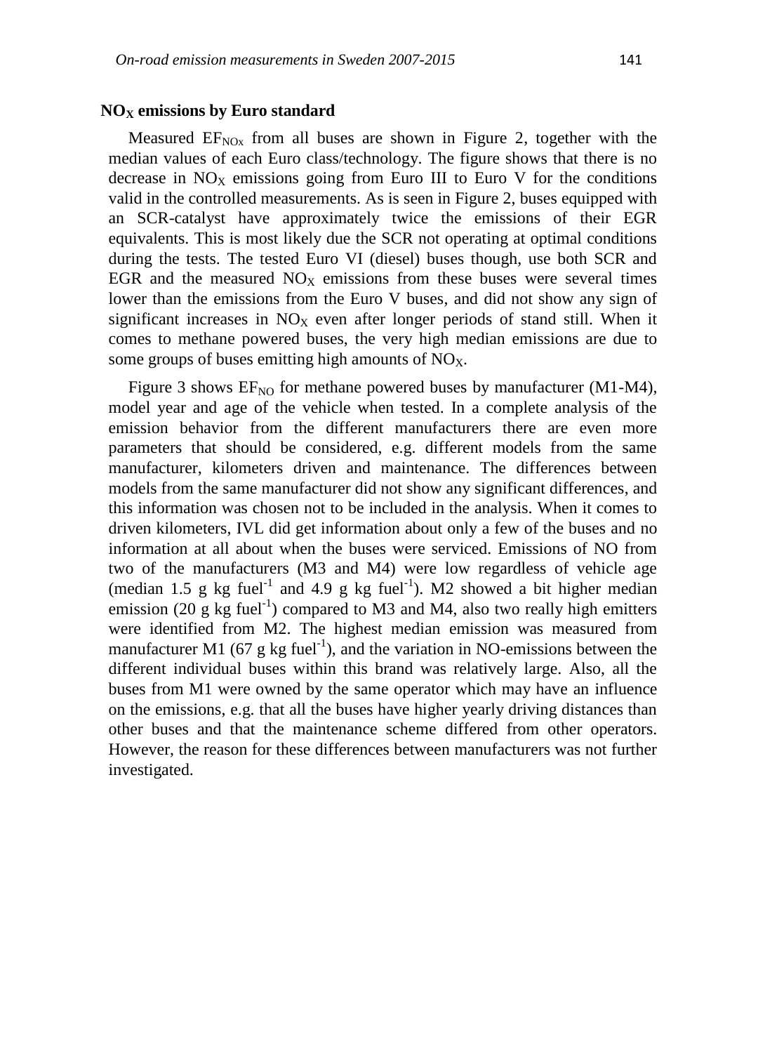### $NO_X$ emissions by Euro standard

Measured $EF_{NOx}$ from all buses are shown in Figure 2, together with the median values of each Euro class/technology. The figure shows that there is no decrease in $NO_X$ emissions going from Euro III to Euro V for the conditions valid in the controlled measurements. As is seen in Figure 2, buses equipped with an SCR-catalyst have approximately twice the emissions of their EGR equivalents. This is most likely due the SCR not operating at optimal conditions during the tests. The tested Euro VI (diesel) buses though, use both SCR and EGR and the measured $NO_X$ emissions from these buses were several times lower than the emissions from the Euro V buses, and did not show any sign of significant increases in $NO_X$ even after longer periods of stand still. When it comes to methane powered buses, the very high median emissions are due to some groups of buses emitting high amounts of $NO_X$.

Figure 3 shows $EF_{NO}$ for methane powered buses by manufacturer (M1-M4), model year and age of the vehicle when tested. In a complete analysis of the emission behavior from the different manufacturers there are even more parameters that should be considered, e.g. different models from the same manufacturer, kilometers driven and maintenance. The differences between models from the same manufacturer did not show any significant differences, and this information was chosen not to be included in the analysis. When it comes to driven kilometers, IVL did get information about only a few of the buses and no information at all about when the buses were serviced. Emissions of NO from two of the manufacturers (M3 and M4) were low regardless of vehicle age (median 1.5 g kg fuel$^{-1}$ and 4.9 g kg fuel$^{-1}$). M2 showed a bit higher median emission (20 g kg fuel$^{-1}$) compared to M3 and M4, also two really high emitters were identified from M2. The highest median emission was measured from manufacturer M1 (67 g kg fuel$^{-1}$), and the variation in NO-emissions between the different individual buses within this brand was relatively large. Also, all the buses from M1 were owned by the same operator which may have an influence on the emissions, e.g. that all the buses have higher yearly driving distances than other buses and that the maintenance scheme differed from other operators. However, the reason for these differences between manufacturers was not further investigated.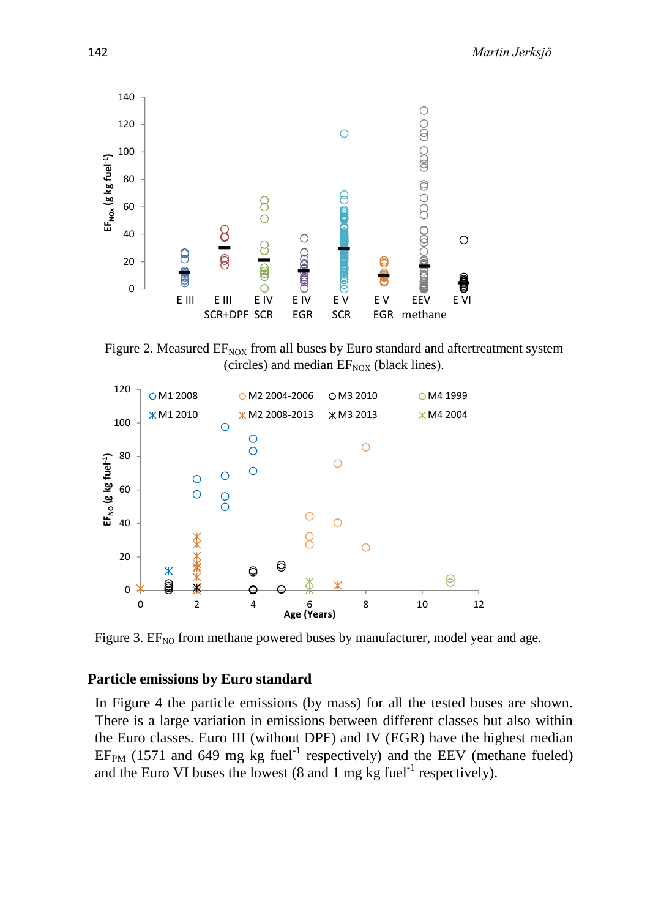Figure 2. Measured $EF_{NOX}$ from all buses by Euro standard and aftertreatment system (circles) and median $EF_{NOX}$ (black lines).

Figure 3. $EF_{NO}$ from methane powered buses by manufacturer, model year and age.

### Particle emissions by Euro standard

In Figure 4 the particle emissions (by mass) for all the tested buses are shown. There is a large variation in emissions between different classes but also within the Euro classes. Euro III (without DPF) and IV (EGR) have the highest median $EF_{PM}$ (1571 and 649 mg kg fuel$^{-1}$ respectively) and the EEV (methane fueled) and the Euro VI buses the lowest (8 and 1 mg kg fuel$^{-1}$ respectively).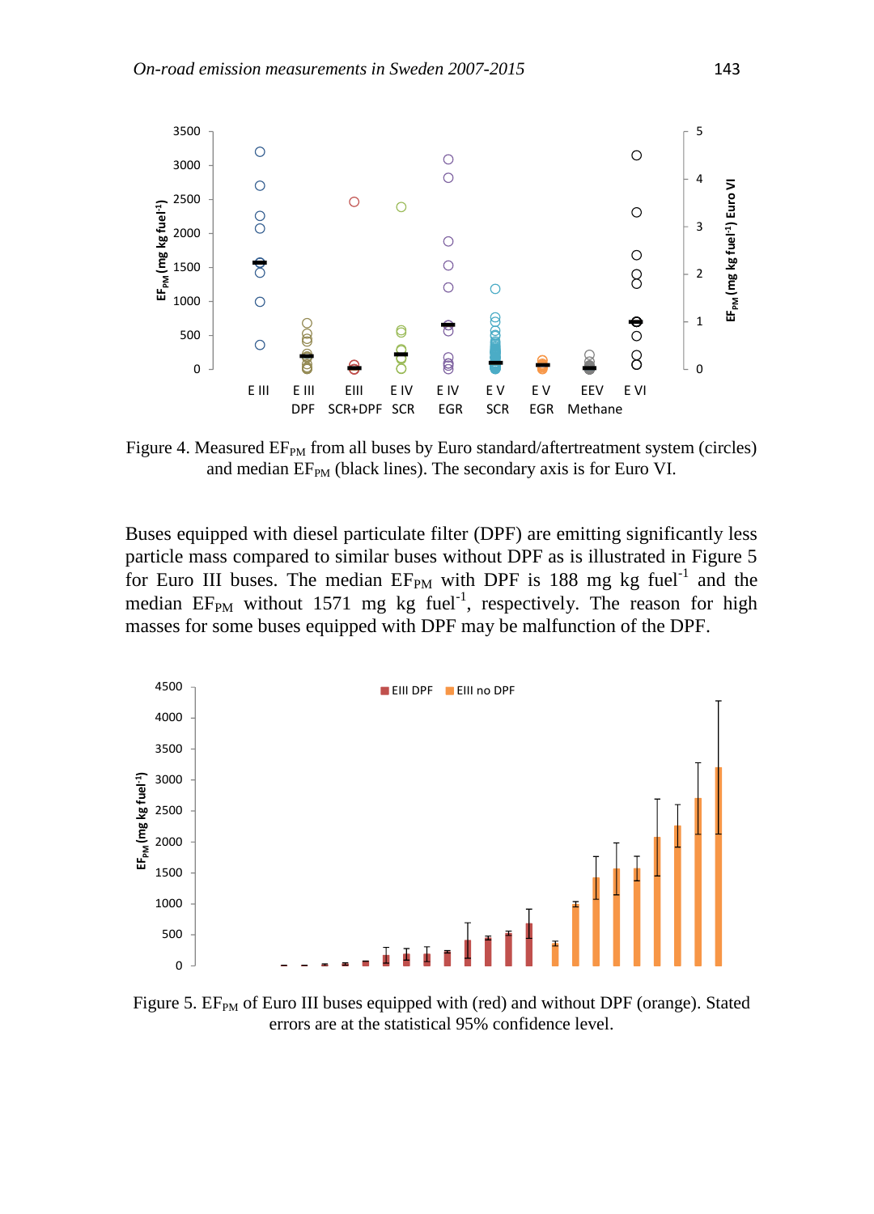Figure 4. Measured $EF_{PM}$ from all buses by Euro standard/aftertreatment system (circles) and median $EF_{PM}$ (black lines). The secondary axis is for Euro VI.

Buses equipped with diesel particulate filter (DPF) are emitting significantly less particle mass compared to similar buses without DPF as is illustrated in Figure 5 for Euro III buses. The median $EF_{PM}$ with DPF is 188 mg kg fuel$^{-1}$ and the median $EF_{PM}$ without 1571 mg kg fuel$^{-1}$, respectively. The reason for high masses for some buses equipped with DPF may be malfunction of the DPF.

Figure 5. $EF_{PM}$ of Euro III buses equipped with (red) and without DPF (orange). Stated errors are at the statistical 95% confidence level.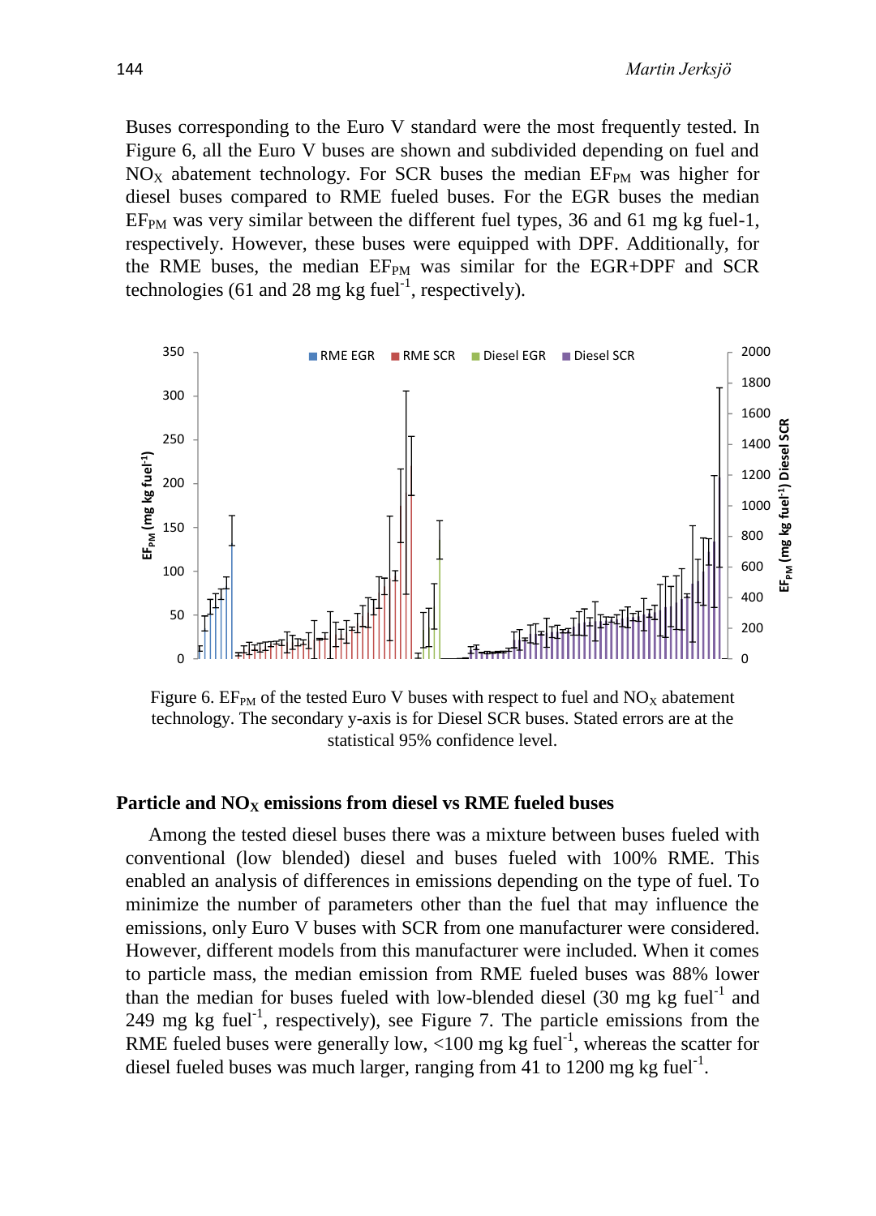Buses corresponding to the Euro V standard were the most frequently tested. In Figure 6, all the Euro V buses are shown and subdivided depending on fuel and $NO_X$ abatement technology. For SCR buses the median $EF_{PM}$ was higher for diesel buses compared to RME fueled buses. For the EGR buses the median $EF_{PM}$ was very similar between the different fuel types, 36 and 61 mg kg fuel-1, respectively. However, these buses were equipped with DPF. Additionally, for the RME buses, the median $EF_{PM}$ was similar for the EGR+DPF and SCR technologies (61 and 28 mg kg fuel$^{-1}$, respectively).

Figure 6. $EF_{PM}$ of the tested Euro V buses with respect to fuel and $NO_X$ abatement technology. The secondary y-axis is for Diesel SCR buses. Stated errors are at the statistical 95% confidence level.

### Particle and $NO_X$ emissions from diesel vs RME fueled buses

Among the tested diesel buses there was a mixture between buses fueled with conventional (low blended) diesel and buses fueled with 100% RME. This enabled an analysis of differences in emissions depending on the type of fuel. To minimize the number of parameters other than the fuel that may influence the emissions, only Euro V buses with SCR from one manufacturer were considered. However, different models from this manufacturer were included. When it comes to particle mass, the median emission from RME fueled buses was 88% lower than the median for buses fueled with low-blended diesel (30 mg kg fuel$^{-1}$ and 249 mg kg fuel$^{-1}$, respectively), see Figure 7. The particle emissions from the RME fueled buses were generally low, <100 mg kg fuel$^{-1}$, whereas the scatter for diesel fueled buses was much larger, ranging from 41 to 1200 mg kg fuel$^{-1}$.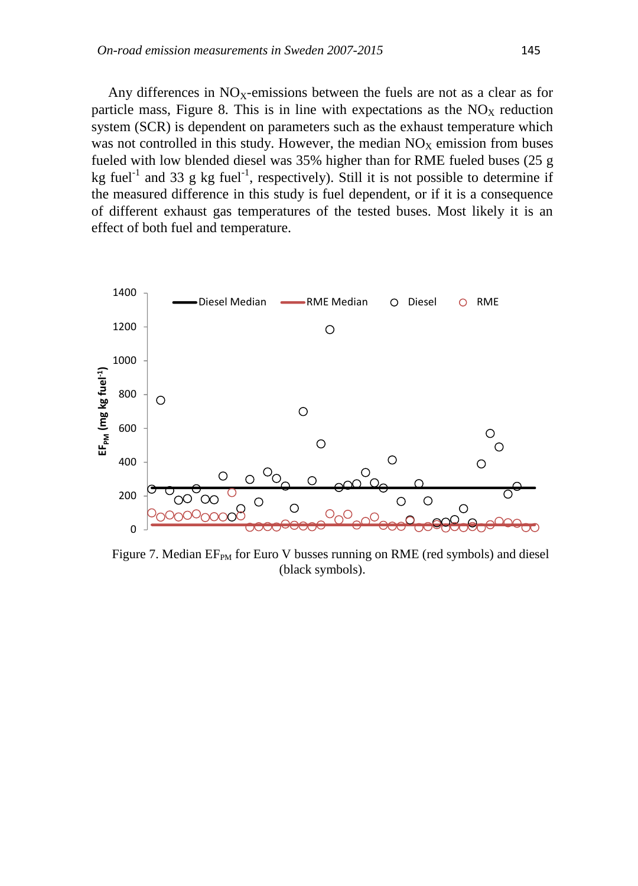Any differences in $NO_X$-emissions between the fuels are not as a clear as for particle mass, Figure 8. This is in line with expectations as the $NO_X$ reduction system (SCR) is dependent on parameters such as the exhaust temperature which was not controlled in this study. However, the median $NO_X$ emission from buses fueled with low blended diesel was 35% higher than for RME fueled buses (25 g kg fuel$^{-1}$ and 33 g kg fuel$^{-1}$, respectively). Still it is not possible to determine if the measured difference in this study is fuel dependent, or if it is a consequence of different exhaust gas temperatures of the tested buses. Most likely it is an effect of both fuel and temperature.

Figure 7. Median $EF_{PM}$ for Euro V busses running on RME (red symbols) and diesel (black symbols).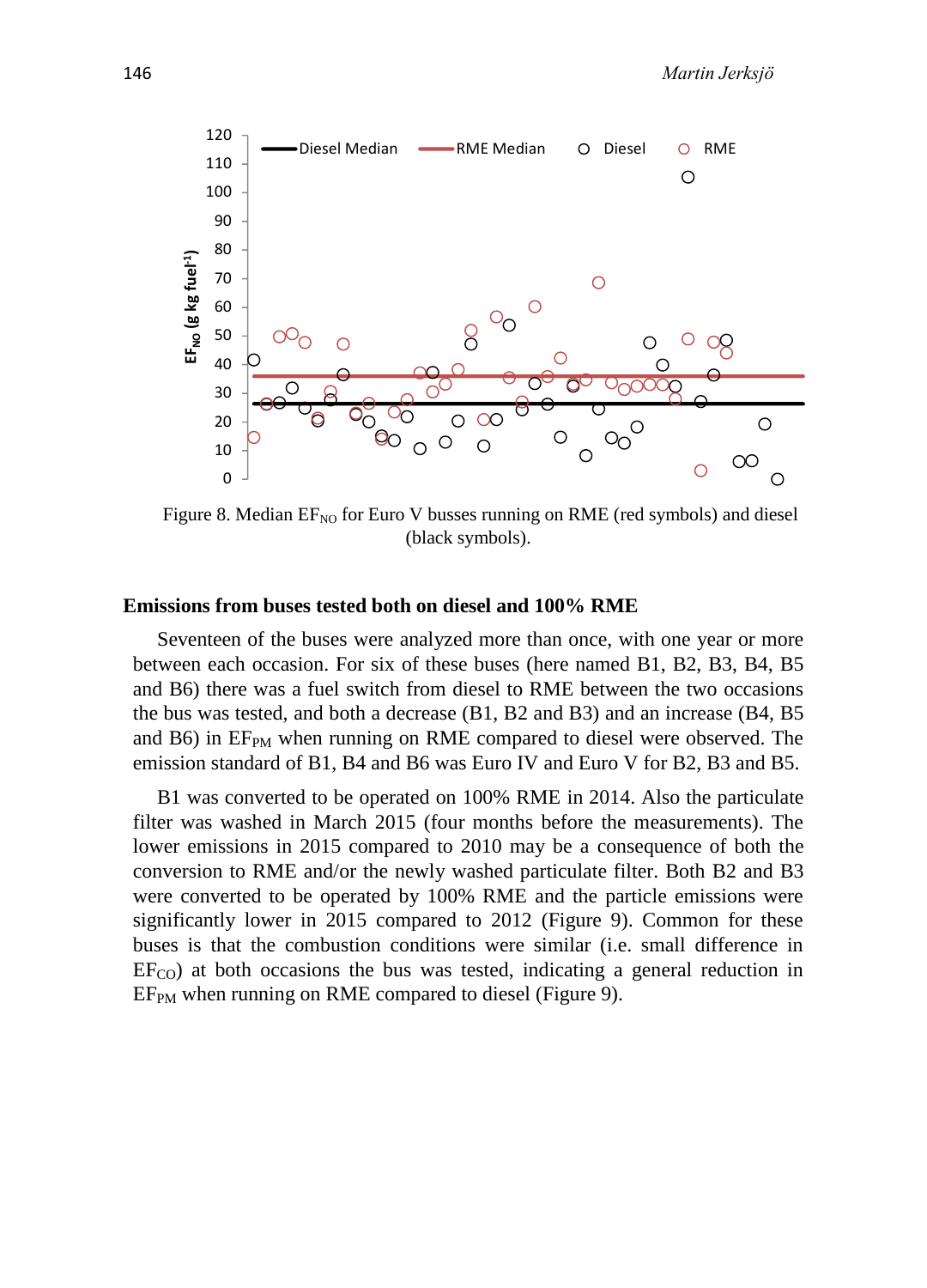Figure 8. Median $EF_{NO}$ for Euro V busses running on RME (red symbols) and diesel (black symbols).

### Emissions from buses tested both on diesel and 100% RME

Seventeen of the buses were analyzed more than once, with one year or more between each occasion. For six of these buses (here named B1, B2, B3, B4, B5 and B6) there was a fuel switch from diesel to RME between the two occasions the bus was tested, and both a decrease (B1, B2 and B3) and an increase (B4, B5 and B6) in $EF_{PM}$ when running on RME compared to diesel were observed. The emission standard of B1, B4 and B6 was Euro IV and Euro V for B2, B3 and B5.

B1 was converted to be operated on 100% RME in 2014. Also the particulate filter was washed in March 2015 (four months before the measurements). The lower emissions in 2015 compared to 2010 may be a consequence of both the conversion to RME and/or the newly washed particulate filter. Both B2 and B3 were converted to be operated by 100% RME and the particle emissions were significantly lower in 2015 compared to 2012 (Figure 9). Common for these buses is that the combustion conditions were similar (i.e. small difference in $EF_{CO}$) at both occasions the bus was tested, indicating a general reduction in $EF_{PM}$ when running on RME compared to diesel (Figure 9).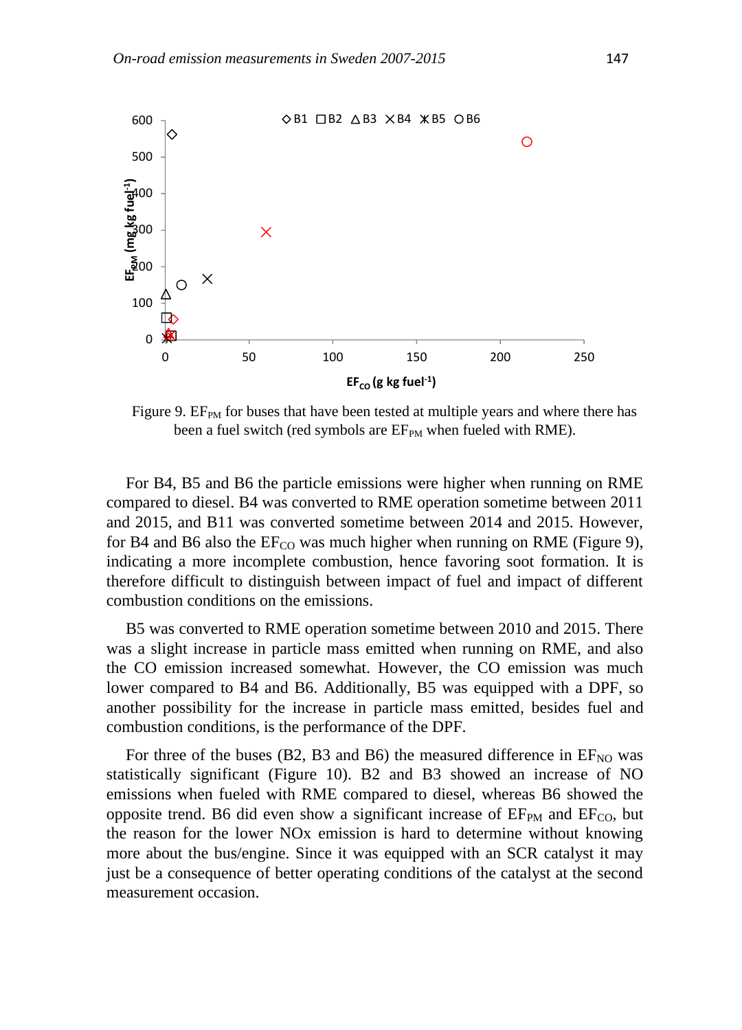Figure 9. $EF_{PM}$ for buses that have been tested at multiple years and where there has been a fuel switch (red symbols are $EF_{PM}$ when fueled with RME).

For B4, B5 and B6 the particle emissions were higher when running on RME compared to diesel. B4 was converted to RME operation sometime between 2011 and 2015, and B11 was converted sometime between 2014 and 2015. However, for B4 and B6 also the $EF_{CO}$ was much higher when running on RME (Figure 9), indicating a more incomplete combustion, hence favoring soot formation. It is therefore difficult to distinguish between impact of fuel and impact of different combustion conditions on the emissions.

B5 was converted to RME operation sometime between 2010 and 2015. There was a slight increase in particle mass emitted when running on RME, and also the CO emission increased somewhat. However, the CO emission was much lower compared to B4 and B6. Additionally, B5 was equipped with a DPF, so another possibility for the increase in particle mass emitted, besides fuel and combustion conditions, is the performance of the DPF.

For three of the buses (B2, B3 and B6) the measured difference in $EF_{NO}$ was statistically significant (Figure 10). B2 and B3 showed an increase of NO emissions when fueled with RME compared to diesel, whereas B6 showed the opposite trend. B6 did even show a significant increase of $EF_{PM}$ and $EF_{CO}$, but the reason for the lower NOx emission is hard to determine without knowing more about the bus/engine. Since it was equipped with an SCR catalyst it may just be a consequence of better operating conditions of the catalyst at the second measurement occasion.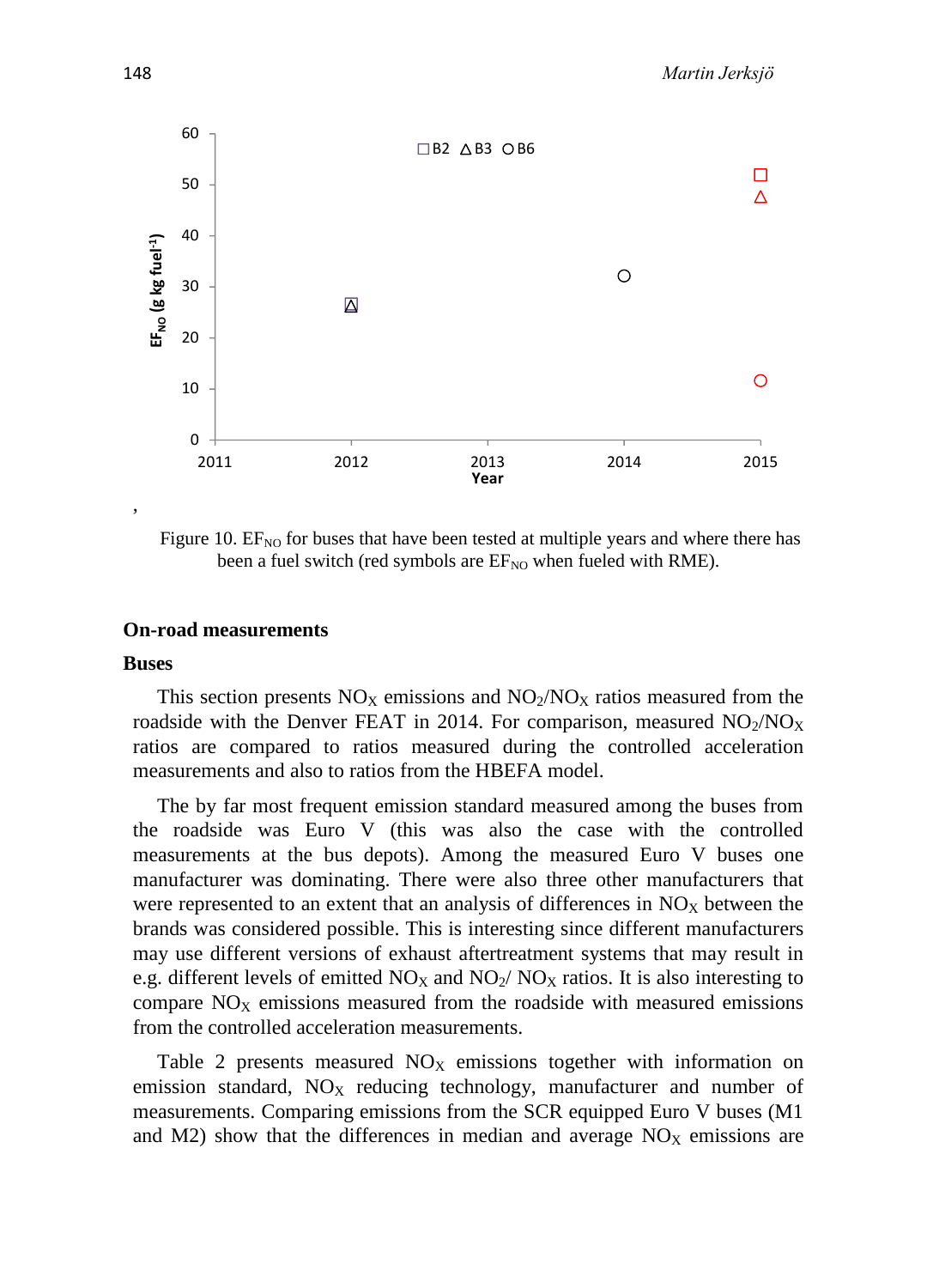,

Figure 10. $EF_{NO}$ for buses that have been tested at multiple years and where there has been a fuel switch (red symbols are $EF_{NO}$ when fueled with RME).

## On-road measurements

### Buses

This section presents $NO_X$ emissions and $NO_2/NO_X$ ratios measured from the roadside with the Denver FEAT in 2014. For comparison, measured $NO_2/NO_X$ ratios are compared to ratios measured during the controlled acceleration measurements and also to ratios from the HBEFA model.

The by far most frequent emission standard measured among the buses from the roadside was Euro V (this was also the case with the controlled measurements at the bus depots). Among the measured Euro V buses one manufacturer was dominating. There were also three other manufacturers that were represented to an extent that an analysis of differences in $NO_X$ between the brands was considered possible. This is interesting since different manufacturers may use different versions of exhaust aftertreatment systems that may result in e.g. different levels of emitted $NO_X$ and $NO_2$/ $NO_X$ ratios. It is also interesting to compare $NO_X$ emissions measured from the roadside with measured emissions from the controlled acceleration measurements.

Table 2 presents measured $NO_X$ emissions together with information on emission standard, $NO_X$ reducing technology, manufacturer and number of measurements. Comparing emissions from the SCR equipped Euro V buses (M1 and M2) show that the differences in median and average $NO_X$ emissions are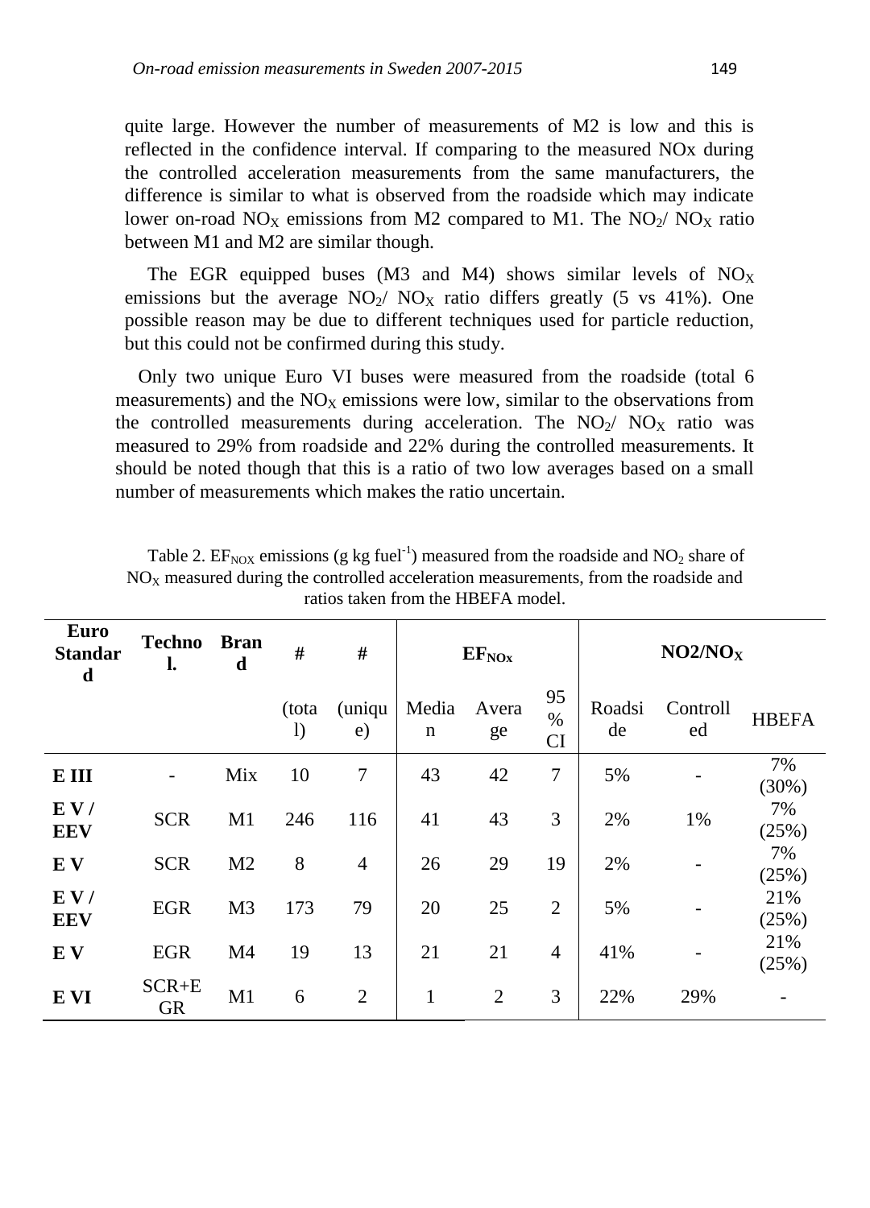quite large. However the number of measurements of M2 is low and this is reflected in the confidence interval. If comparing to the measured NOx during the controlled acceleration measurements from the same manufacturers, the difference is similar to what is observed from the roadside which may indicate lower on-road $NO_X$ emissions from M2 compared to M1. The $NO_2$/ $NO_X$ ratio between M1 and M2 are similar though.

The EGR equipped buses (M3 and M4) shows similar levels of $NO_X$ emissions but the average $NO_2$/ $NO_X$ ratio differs greatly (5 vs 41%). One possible reason may be due to different techniques used for particle reduction, but this could not be confirmed during this study.

Only two unique Euro VI buses were measured from the roadside (total 6 measurements) and the $NO_X$ emissions were low, similar to the observations from the controlled measurements during acceleration. The $NO_2$/ $NO_X$ ratio was measured to 29% from roadside and 22% during the controlled measurements. It should be noted though that this is a ratio of two low averages based on a small number of measurements which makes the ratio uncertain.

Table 2. $EF_{NOX}$ emissions (g kg fuel$^{-1}$) measured from the roadside and $NO_2$ share of $NO_X$ measured during the controlled acceleration measurements, from the roadside and ratios taken from the HBEFA model.

| Euro Standard | Techno l. | Brand | # | # | $EF_{NOx}$ | | | $NO2/NO_X$ | | |
|---|---|---|---|---|---|---|---|---|---|---|
| | | | (total) | (unique) | Median | Average | 95 % CI | Roadside | Controlled | HBEFA |
| **E III** | - | Mix | 10 | 7 | 43 | 42 | 7 | 5% | - | 7% (30%) |
| **E V / EEV** | SCR | M1 | 246 | 116 | 41 | 43 | 3 | 2% | 1% | 7% (25%) |
| **E V** | SCR | M2 | 8 | 4 | 26 | 29 | 19 | 2% | - | 7% (25%) |
| **E V / EEV** | EGR | M3 | 173 | 79 | 20 | 25 | 2 | 5% | - | 21% (25%) |
| **E V** | EGR | M4 | 19 | 13 | 21 | 21 | 4 | 41% | - | 21% (25%) |
| **E VI** | SCR+EGR | M1 | 6 | 2 | 1 | 2 | 3 | 22% | 29% | - |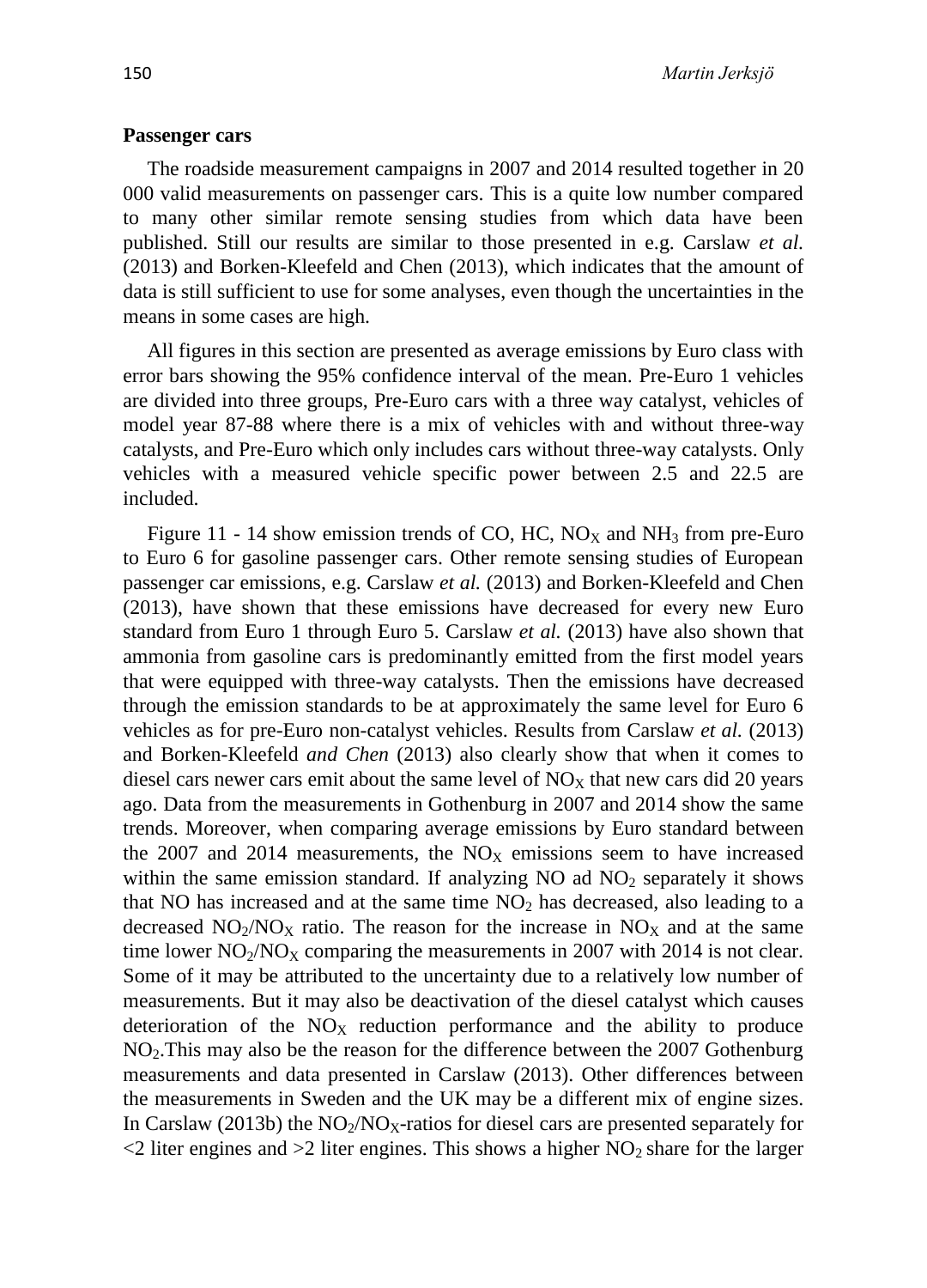### Passenger cars

The roadside measurement campaigns in 2007 and 2014 resulted together in 20 000 valid measurements on passenger cars. This is a quite low number compared to many other similar remote sensing studies from which data have been published. Still our results are similar to those presented in e.g. Carslaw *et al.* (2013) and Borken-Kleefeld and Chen (2013), which indicates that the amount of data is still sufficient to use for some analyses, even though the uncertainties in the means in some cases are high.

All figures in this section are presented as average emissions by Euro class with error bars showing the 95% confidence interval of the mean. Pre-Euro 1 vehicles are divided into three groups, Pre-Euro cars with a three way catalyst, vehicles of model year 87-88 where there is a mix of vehicles with and without three-way catalysts, and Pre-Euro which only includes cars without three-way catalysts. Only vehicles with a measured vehicle specific power between 2.5 and 22.5 are included.

Figure 11 - 14 show emission trends of CO, HC, $NO_X$ and $NH_3$ from pre-Euro to Euro 6 for gasoline passenger cars. Other remote sensing studies of European passenger car emissions, e.g. Carslaw *et al.* (2013) and Borken-Kleefeld and Chen (2013), have shown that these emissions have decreased for every new Euro standard from Euro 1 through Euro 5. Carslaw *et al.* (2013) have also shown that ammonia from gasoline cars is predominantly emitted from the first model years that were equipped with three-way catalysts. Then the emissions have decreased through the emission standards to be at approximately the same level for Euro 6 vehicles as for pre-Euro non-catalyst vehicles. Results from Carslaw *et al.* (2013) and Borken-Kleefeld *and Chen* (2013) also clearly show that when it comes to diesel cars newer cars emit about the same level of $NO_X$ that new cars did 20 years ago. Data from the measurements in Gothenburg in 2007 and 2014 show the same trends. Moreover, when comparing average emissions by Euro standard between the 2007 and 2014 measurements, the $NO_X$ emissions seem to have increased within the same emission standard. If analyzing NO ad $NO_2$ separately it shows that NO has increased and at the same time $NO_2$ has decreased, also leading to a decreased $NO_2/NO_X$ ratio. The reason for the increase in $NO_X$ and at the same time lower $NO_2/NO_X$ comparing the measurements in 2007 with 2014 is not clear. Some of it may be attributed to the uncertainty due to a relatively low number of measurements. But it may also be deactivation of the diesel catalyst which causes deterioration of the $NO_X$ reduction performance and the ability to produce $NO_2$.This may also be the reason for the difference between the 2007 Gothenburg measurements and data presented in Carslaw (2013). Other differences between the measurements in Sweden and the UK may be a different mix of engine sizes. In Carslaw (2013b) the $NO_2/NO_X$-ratios for diesel cars are presented separately for <2 liter engines and >2 liter engines. This shows a higher $NO_2$ share for the larger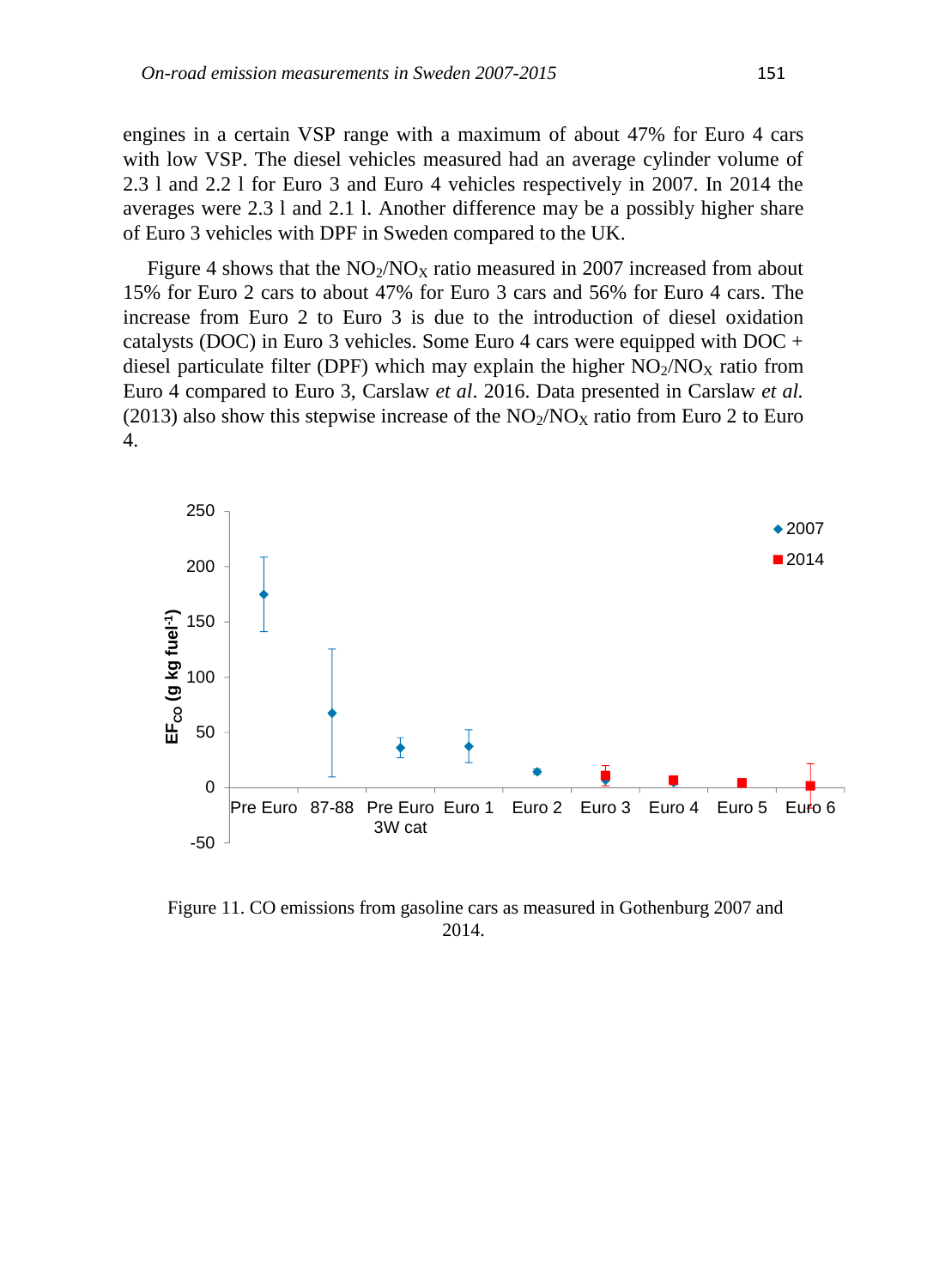engines in a certain VSP range with a maximum of about 47% for Euro 4 cars with low VSP. The diesel vehicles measured had an average cylinder volume of 2.3 l and 2.2 l for Euro 3 and Euro 4 vehicles respectively in 2007. In 2014 the averages were 2.3 l and 2.1 l. Another difference may be a possibly higher share of Euro 3 vehicles with DPF in Sweden compared to the UK.

Figure 4 shows that the $NO_2/NO_X$ ratio measured in 2007 increased from about 15% for Euro 2 cars to about 47% for Euro 3 cars and 56% for Euro 4 cars. The increase from Euro 2 to Euro 3 is due to the introduction of diesel oxidation catalysts (DOC) in Euro 3 vehicles. Some Euro 4 cars were equipped with DOC + diesel particulate filter (DPF) which may explain the higher $NO_2/NO_X$ ratio from Euro 4 compared to Euro 3, Carslaw *et al.* 2016. Data presented in Carslaw *et al.* (2013) also show this stepwise increase of the $NO_2/NO_X$ ratio from Euro 2 to Euro 4.

Figure 11. CO emissions from gasoline cars as measured in Gothenburg 2007 and 2014.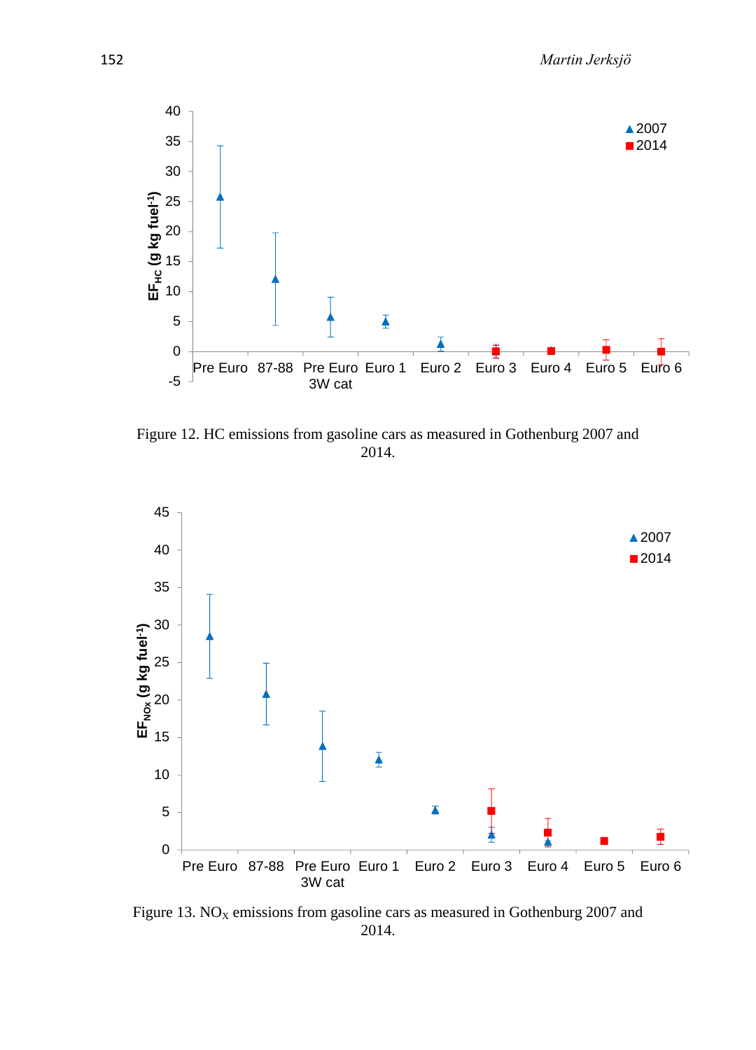Figure 12. HC emissions from gasoline cars as measured in Gothenburg 2007 and 2014.

Figure 13. $NO_X$ emissions from gasoline cars as measured in Gothenburg 2007 and 2014.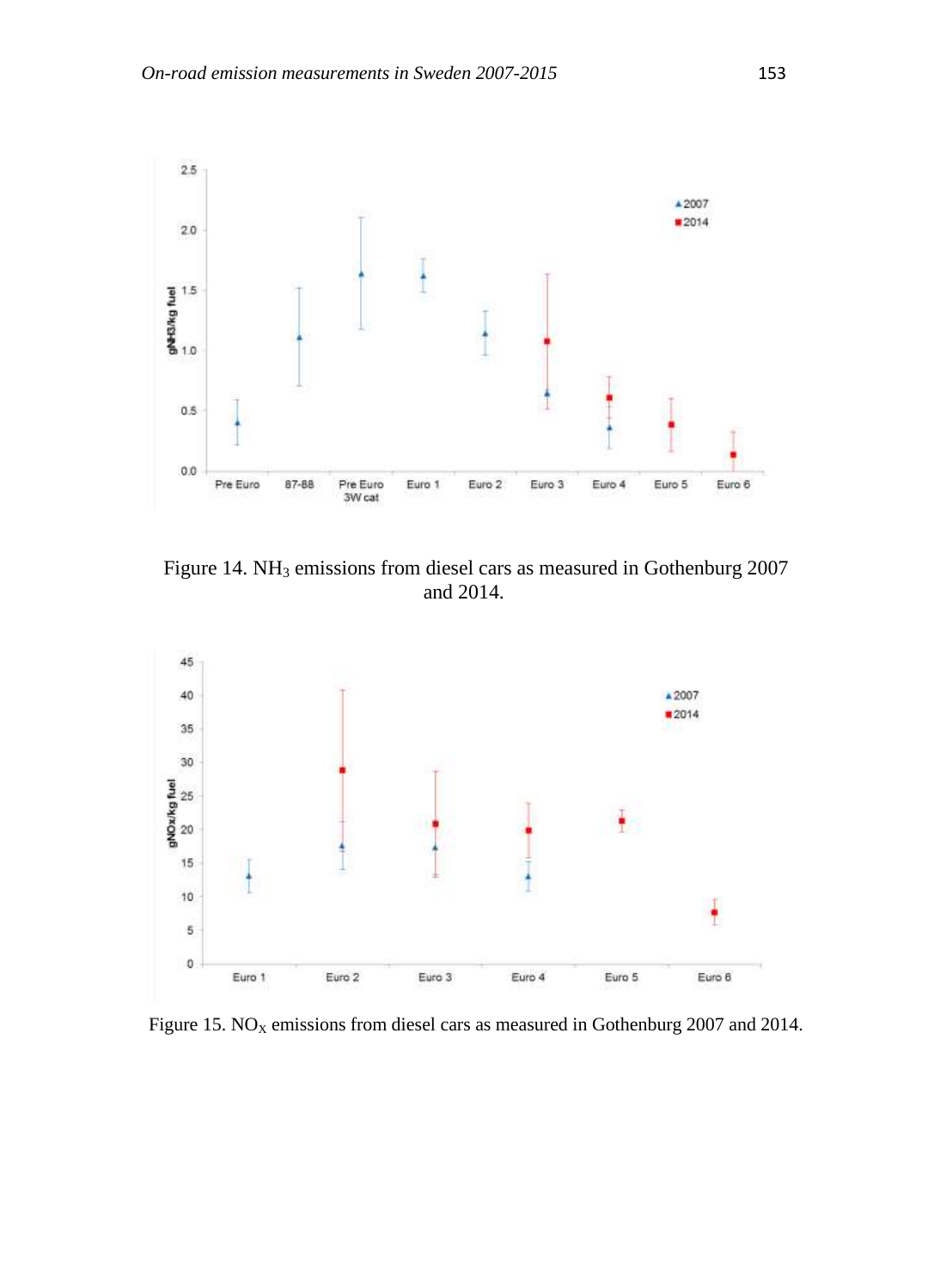Figure 14. $NH_3$ emissions from diesel cars as measured in Gothenburg 2007 and 2014.

Figure 15. $NO_X$ emissions from diesel cars as measured in Gothenburg 2007 and 2014.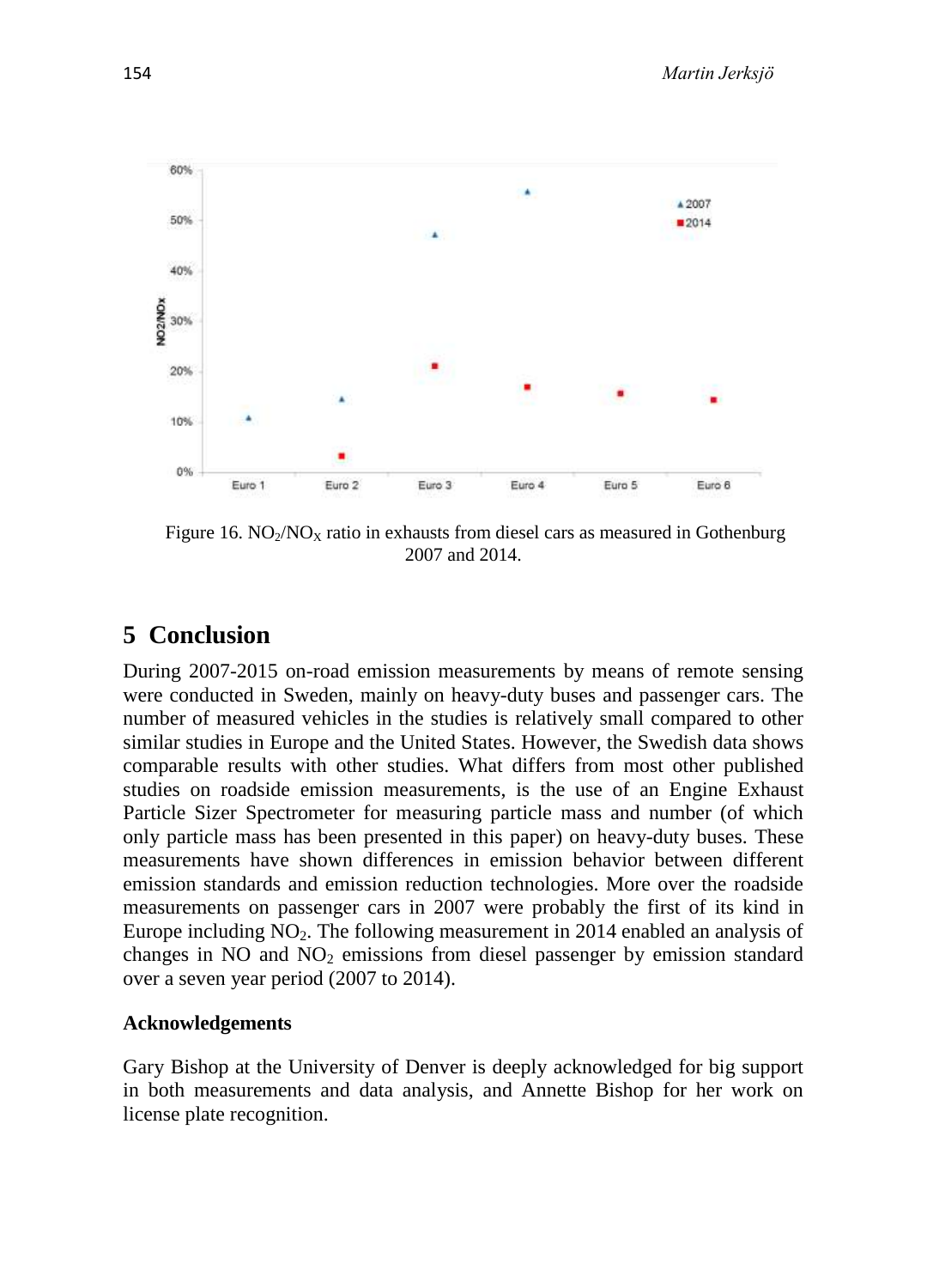Figure 16. $NO_2/NO_X$ ratio in exhausts from diesel cars as measured in Gothenburg 2007 and 2014.

## 5 Conclusion

During 2007-2015 on-road emission measurements by means of remote sensing were conducted in Sweden, mainly on heavy-duty buses and passenger cars. The number of measured vehicles in the studies is relatively small compared to other similar studies in Europe and the United States. However, the Swedish data shows comparable results with other studies. What differs from most other published studies on roadside emission measurements, is the use of an Engine Exhaust Particle Sizer Spectrometer for measuring particle mass and number (of which only particle mass has been presented in this paper) on heavy-duty buses. These measurements have shown differences in emission behavior between different emission standards and emission reduction technologies. More over the roadside measurements on passenger cars in 2007 were probably the first of its kind in Europe including $NO_2$. The following measurement in 2014 enabled an analysis of changes in NO and $NO_2$ emissions from diesel passenger by emission standard over a seven year period (2007 to 2014).

### Acknowledgements

Gary Bishop at the University of Denver is deeply acknowledged for big support in both measurements and data analysis, and Annette Bishop for her work on license plate recognition.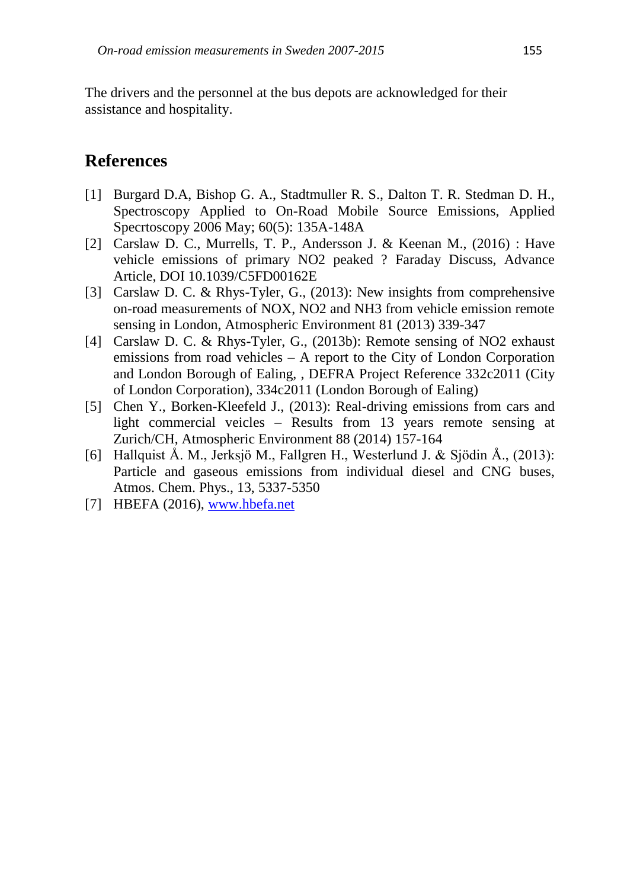The drivers and the personnel at the bus depots are acknowledged for their assistance and hospitality.

## References

[1] Burgard D.A, Bishop G. A., Stadtmuller R. S., Dalton T. R. Stedman D. H., Spectroscopy Applied to On-Road Mobile Source Emissions, Applied Specrtoscopy 2006 May; 60(5): 135A-148A

[2] Carslaw D. C., Murrells, T. P., Andersson J. & Keenan M., (2016) : Have vehicle emissions of primary NO2 peaked ? Faraday Discuss, Advance Article, DOI 10.1039/C5FD00162E

[3] Carslaw D. C. & Rhys-Tyler, G., (2013): New insights from comprehensive on-road measurements of NOX, NO2 and NH3 from vehicle emission remote sensing in London, Atmospheric Environment 81 (2013) 339-347

[4] Carslaw D. C. & Rhys-Tyler, G., (2013b): Remote sensing of NO2 exhaust emissions from road vehicles – A report to the City of London Corporation and London Borough of Ealing, , DEFRA Project Reference 332c2011 (City of London Corporation), 334c2011 (London Borough of Ealing)

[5] Chen Y., Borken-Kleefeld J., (2013): Real-driving emissions from cars and light commercial veicles – Results from 13 years remote sensing at Zurich/CH, Atmospheric Environment 88 (2014) 157-164

[6] Hallquist Å. M., Jerksjö M., Fallgren H., Westerlund J. & Sjödin Å., (2013): Particle and gaseous emissions from individual diesel and CNG buses, Atmos. Chem. Phys., 13, 5337-5350

[7] HBEFA (2016), www.hbefa.net